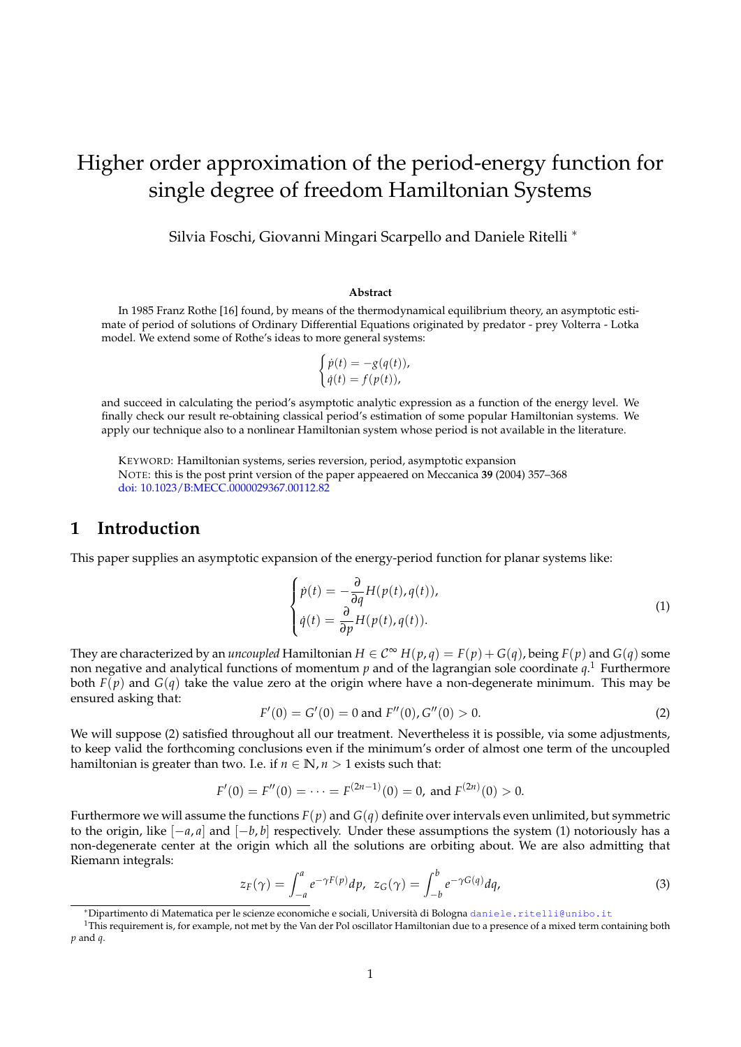# Higher order approximation of the period-energy function for single degree of freedom Hamiltonian Systems

Silvia Foschi, Giovanni Mingari Scarpello and Daniele Ritelli *

**Abstract**

In 1985 Franz Rothe [16] found, by means of the thermodynamical equilibrium theory, an asymptotic estimate of period of solutions of Ordinary Differential Equations originated by predator - prey Volterra - Lotka model. We extend some of Rothe's ideas to more general systems:

$$
\begin{cases} \dot{p}(t) = -g(q(t)), \\ \dot{q}(t) = f(p(t)), \end{cases}
$$

and succeed in calculating the period's asymptotic analytic expression as a function of the energy level. We finally check our result re-obtaining classical period's estimation of some popular Hamiltonian systems. We apply our technique also to a nonlinear Hamiltonian system whose period is not available in the literature.

KEYWORD: Hamiltonian systems, series reversion, period, asymptotic expansion
NOTE: this is the post print version of the paper appeaered on Meccanica **39** (2004) 357–368
doi: 10.1023/B:MECC.0000029367.00112.82

## 1 Introduction

This paper supplies an asymptotic expansion of the energy-period function for planar systems like:

$$
\begin{cases} \dot{p}(t) = -\dfrac{\partial}{\partial q} H(p(t), q(t)), \\ \dot{q}(t) = \dfrac{\partial}{\partial p} H(p(t), q(t)). \end{cases} \tag{1}
$$

They are characterized by an *uncoupled* Hamiltonian $H \in \mathcal{C}^{\infty}$ $H(p,q) = F(p) + G(q)$, being $F(p)$ and $G(q)$ some non negative and analytical functions of momentum $p$ and of the lagrangian sole coordinate $q$.[1] Furthermore both $F(p)$ and $G(q)$ take the value zero at the origin where have a non-degenerate minimum. This may be ensured asking that:

$$
F'(0) = G'(0) = 0 \text{ and } F''(0), G''(0) > 0. \tag{2}
$$

We will suppose (2) satisfied throughout all our treatment. Nevertheless it is possible, via some adjustments, to keep valid the forthcoming conclusions even if the minimum's order of almost one term of the uncoupled hamiltonian is greater than two. I.e. if $n \in \mathbb{N}, n > 1$ exists such that:

$$
F'(0) = F''(0) = \cdots = F^{(2n-1)}(0) = 0, \text{ and } F^{(2n)}(0) > 0.
$$

Furthermore we will assume the functions $F(p)$ and $G(q)$ definite over intervals even unlimited, but symmetric to the origin, like $[-a, a]$ and $[-b, b]$ respectively. Under these assumptions the system (1) notoriously has a non-degenerate center at the origin which all the solutions are orbiting about. We are also admitting that Riemann integrals:

$$
z_F(\gamma) = \int_{-a}^{a} e^{-\gamma F(p)} dp, \quad z_G(\gamma) = \int_{-b}^{b} e^{-\gamma G(q)} dq, \tag{3}
$$

*Dipartimento di Matematica per le scienze economiche e sociali, Università di Bologna daniele.ritelli@unibo.it

[1] This requirement is, for example, not met by the Van der Pol oscillator Hamiltonian due to a presence of a mixed term containing both $p$ and $q$.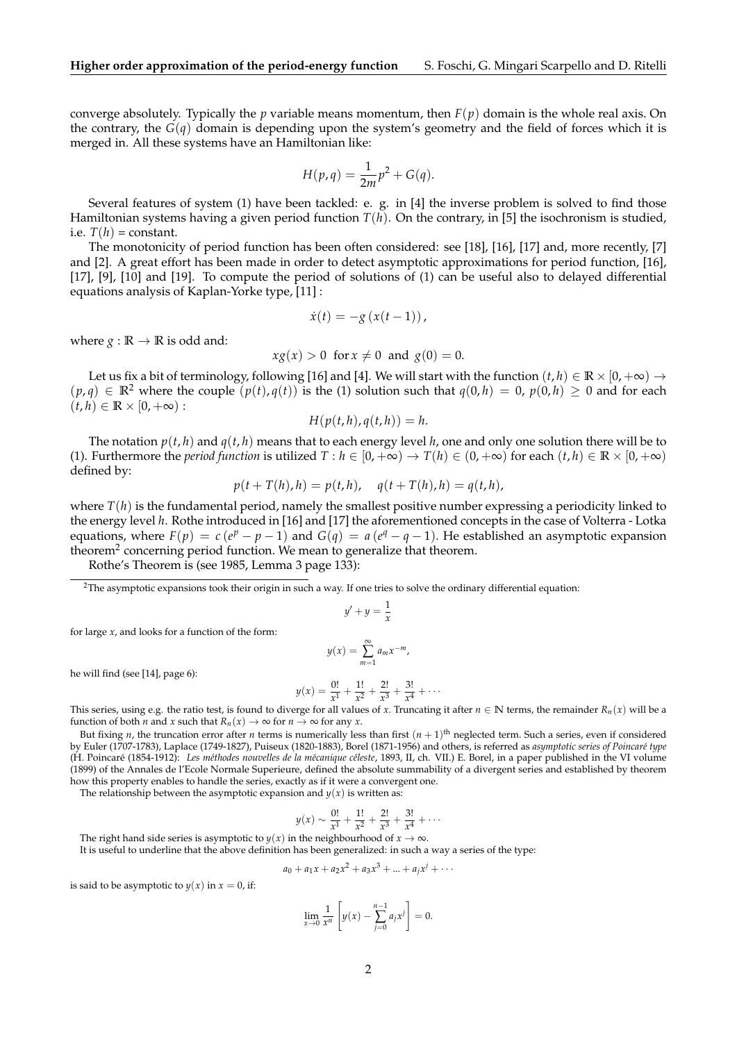converge absolutely. Typically the $p$ variable means momentum, then $F(p)$ domain is the whole real axis. On the contrary, the $G(q)$ domain is depending upon the system's geometry and the field of forces which it is merged in. All these systems have an Hamiltonian like:

$$H(p,q) = \frac{1}{2m}p^2 + G(q).$$

Several features of system (1) have been tackled: e. g. in [4] the inverse problem is solved to find those Hamiltonian systems having a given period function $T(h)$. On the contrary, in [5] the isochronism is studied, i.e. $T(h)$ = constant.

The monotonicity of period function has been often considered: see [18], [16], [17] and, more recently, [7] and [2]. A great effort has been made in order to detect asymptotic approximations for period function, [16], [17], [9], [10] and [19]. To compute the period of solutions of (1) can be useful also to delayed differential equations analysis of Kaplan-Yorke type, [11] :

$$\dot{x}(t) = -g\left(x(t-1)\right),$$

where $g : \mathbb{R} \to \mathbb{R}$ is odd and:

$$xg(x) > 0 \ \text{ for } x \neq 0 \ \text{ and } \ g(0) = 0.$$

Let us fix a bit of terminology, following [16] and [4]. We will start with the function $(t,h) \in \mathbb{R} \times [0, +\infty) \to (p,q) \in \mathbb{R}^2$ where the couple $(p(t), q(t))$ is the (1) solution such that $q(0,h) = 0$, $p(0,h) \geq 0$ and for each $(t,h) \in \mathbb{R} \times [0, +\infty)$ :

$$H(p(t,h), q(t,h)) = h.$$

The notation $p(t,h)$ and $q(t,h)$ means that to each energy level $h$, one and only one solution there will be to (1). Furthermore the *period function* is utilized $T : h \in [0, +\infty) \to T(h) \in (0, +\infty)$ for each $(t,h) \in \mathbb{R} \times [0, +\infty)$ defined by:

$$p(t + T(h), h) = p(t,h), \quad q(t + T(h), h) = q(t,h),$$

where $T(h)$ is the fundamental period, namely the smallest positive number expressing a periodicity linked to the energy level $h$. Rothe introduced in [16] and [17] the aforementioned concepts in the case of Volterra - Lotka equations, where $F(p) = c\,(e^p - p - 1)$ and $G(q) = a\,(e^q - q - 1)$. He established an asymptotic expansion theorem[2] concerning period function. We mean to generalize that theorem.

Rothe's Theorem is (see 1985, Lemma 3 page 133):

---

[2]The asymptotic expansions took their origin in such a way. If one tries to solve the ordinary differential equation:

$$y' + y = \frac{1}{x}$$

for large $x$, and looks for a function of the form:

$$y(x) = \sum_{m=1}^{\infty} a_m x^{-m},$$

he will find (see [14], page 6):

$$y(x) = \frac{0!}{x^1} + \frac{1!}{x^2} + \frac{2!}{x^3} + \frac{3!}{x^4} + \cdots$$

This series, using e.g. the ratio test, is found to diverge for all values of $x$. Truncating it after $n \in \mathbb{N}$ terms, the remainder $R_n(x)$ will be a function of both $n$ and $x$ such that $R_n(x) \to \infty$ for $n \to \infty$ for any $x$.

But fixing $n$, the truncation error after $n$ terms is numerically less than first $(n+1)^{\text{th}}$ neglected term. Such a series, even if considered by Euler (1707-1783), Laplace (1749-1827), Puiseux (1820-1883), Borel (1871-1956) and others, is referred as *asymptotic series of Poincaré type* (H. Poincaré (1854-1912): *Les méthodes nouvelles de la mécanique céleste*, 1893, II, ch. VII.) E. Borel, in a paper published in the VI volume (1899) of the Annales de l'Ecole Normale Superieure, defined the absolute summability of a divergent series and established by theorem how this property enables to handle the series, exactly as if it were a convergent one.

The relationship between the asymptotic expansion and $y(x)$ is written as:

$$y(x) \sim \frac{0!}{x^1} + \frac{1!}{x^2} + \frac{2!}{x^3} + \frac{3!}{x^4} + \cdots$$

The right hand side series is asymptotic to $y(x)$ in the neighbourhood of $x \to \infty$.

It is useful to underline that the above definition has been generalized: in such a way a series of the type:

$$a_0 + a_1 x + a_2 x^2 + a_3 x^3 + \ldots + a_j x^j + \cdots$$

is said to be asymptotic to $y(x)$ in $x = 0$, if:

$$\lim_{x \to 0} \frac{1}{x^n}\left[y(x) - \sum_{j=0}^{n-1} a_j x^j\right] = 0.$$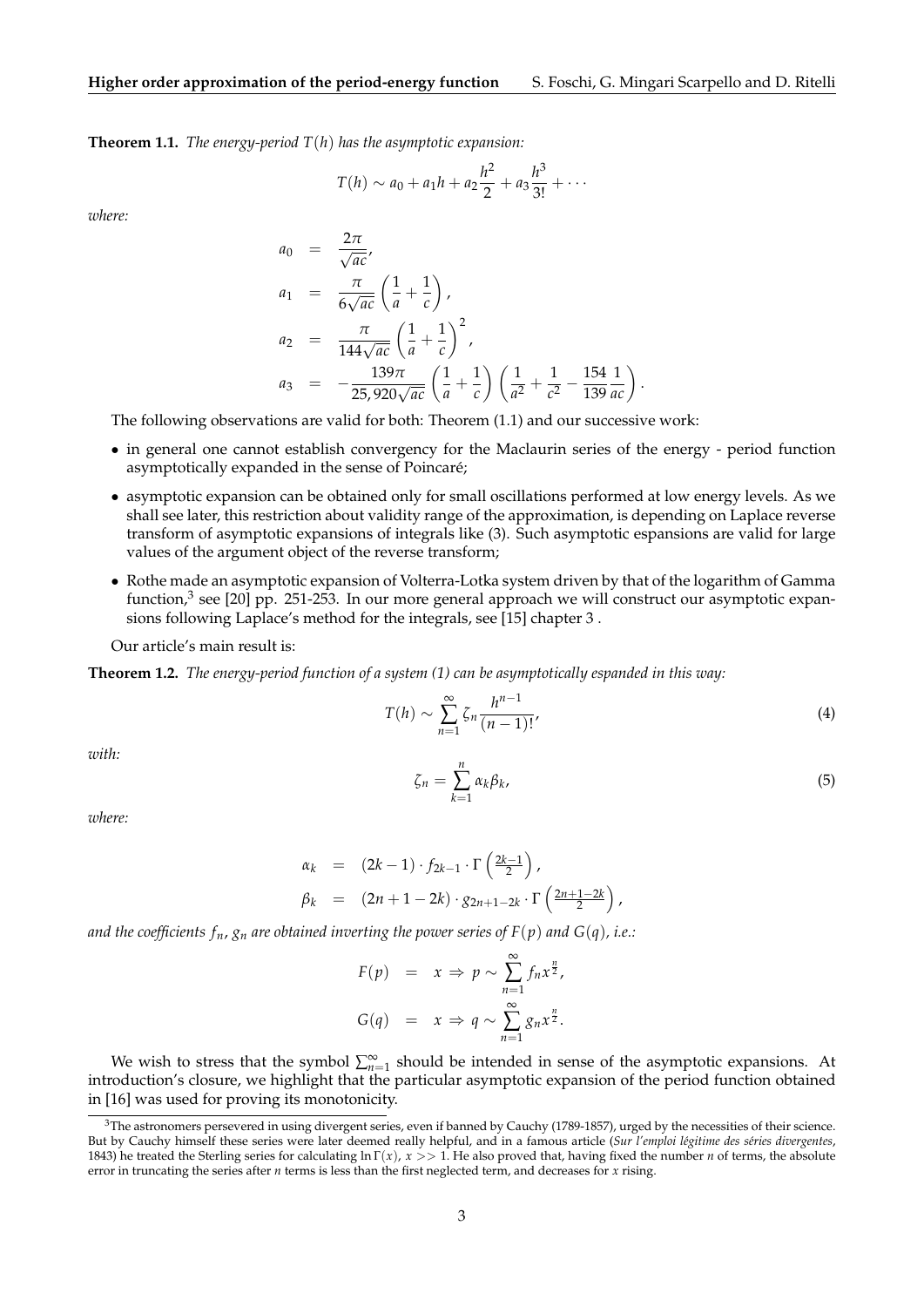**Theorem 1.1.** *The energy-period $T(h)$ has the asymptotic expansion:*

$$T(h) \sim a_0 + a_1 h + a_2 \frac{h^2}{2} + a_3 \frac{h^3}{3!} + \cdots$$

*where:*

$$\begin{aligned}
a_0 &= \frac{2\pi}{\sqrt{ac}}, \\
a_1 &= \frac{\pi}{6\sqrt{ac}} \left( \frac{1}{a} + \frac{1}{c} \right), \\
a_2 &= \frac{\pi}{144\sqrt{ac}} \left( \frac{1}{a} + \frac{1}{c} \right)^2, \\
a_3 &= -\frac{139\pi}{25,920\sqrt{ac}} \left( \frac{1}{a} + \frac{1}{c} \right) \left( \frac{1}{a^2} + \frac{1}{c^2} - \frac{154}{139} \frac{1}{ac} \right).
\end{aligned}$$

The following observations are valid for both: Theorem (1.1) and our successive work:

- in general one cannot establish convergency for the Maclaurin series of the energy - period function asymptotically expanded in the sense of Poincaré;
- asymptotic expansion can be obtained only for small oscillations performed at low energy levels. As we shall see later, this restriction about validity range of the approximation, is depending on Laplace reverse transform of asymptotic expansions of integrals like (3). Such asymptotic expansions are valid for large values of the argument object of the reverse transform;
- Rothe made an asymptotic expansion of Volterra-Lotka system driven by that of the logarithm of Gamma function,[3] see [20] pp. 251-253. In our more general approach we will construct our asymptotic expansions following Laplace's method for the integrals, see [15] chapter 3 .

Our article's main result is:

**Theorem 1.2.** *The energy-period function of a system (1) can be asymptotically espanded in this way:*

$$T(h) \sim \sum_{n=1}^{\infty} \zeta_n \frac{h^{n-1}}{(n-1)!}, \tag{4}$$

*with:*

$$\zeta_n = \sum_{k=1}^{n} \alpha_k \beta_k, \tag{5}$$

*where:*

$$\begin{aligned}
\alpha_k &= (2k-1) \cdot f_{2k-1} \cdot \Gamma\left(\tfrac{2k-1}{2}\right), \\
\beta_k &= (2n+1-2k) \cdot g_{2n+1-2k} \cdot \Gamma\left(\tfrac{2n+1-2k}{2}\right),
\end{aligned}$$

*and the coefficients $f_n$, $g_n$ are obtained inverting the power series of $F(p)$ and $G(q)$, i.e.:*

$$\begin{aligned}
F(p) &= x \Rightarrow p \sim \sum_{n=1}^{\infty} f_n x^{\frac{n}{2}}, \\
G(q) &= x \Rightarrow q \sim \sum_{n=1}^{\infty} g_n x^{\frac{n}{2}}.
\end{aligned}$$

We wish to stress that the symbol $\sum_{n=1}^{\infty}$ should be intended in sense of the asymptotic expansions. At introduction's closure, we highlight that the particular asymptotic expansion of the period function obtained in [16] was used for proving its monotonicity.

[3] The astronomers persevered in using divergent series, even if banned by Cauchy (1789-1857), urged by the necessities of their science. But by Cauchy himself these series were later deemed really helpful, and in a famous article (*Sur l'emploi légitime des séries divergentes*, 1843) he treated the Sterling series for calculating $\ln \Gamma(x)$, $x >> 1$. He also proved that, having fixed the number $n$ of terms, the absolute error in truncating the series after $n$ terms is less than the first neglected term, and decreases for $x$ rising.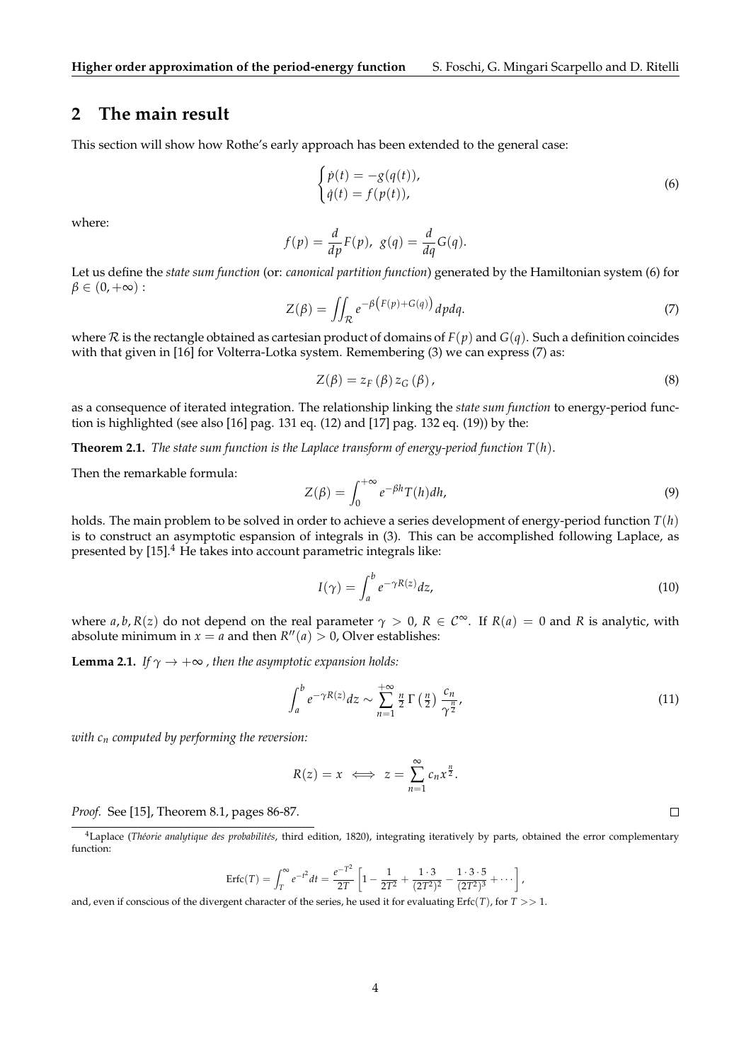## 2 The main result

This section will show how Rothe's early approach has been extended to the general case:

$$\begin{cases} \dot{p}(t) = -g(q(t)), \\ \dot{q}(t) = f(p(t)), \end{cases} \tag{6}$$

where:

$$f(p) = \frac{d}{dp}F(p), \;\; g(q) = \frac{d}{dq}G(q).$$

Let us define the *state sum function* (or: *canonical partition function*) generated by the Hamiltonian system (6) for $\beta \in (0, +\infty)$ :

$$Z(\beta) = \iint_{\mathcal{R}} e^{-\beta\left(F(p)+G(q)\right)} dp dq. \tag{7}$$

where $\mathcal{R}$ is the rectangle obtained as cartesian product of domains of $F(p)$ and $G(q)$. Such a definition coincides with that given in [16] for Volterra-Lotka system. Remembering (3) we can express (7) as:

$$Z(\beta) = z_F(\beta)\, z_G(\beta), \tag{8}$$

as a consequence of iterated integration. The relationship linking the *state sum function* to energy-period function is highlighted (see also [16] pag. 131 eq. (12) and [17] pag. 132 eq. (19)) by the:

**Theorem 2.1.** *The state sum function is the Laplace transform of energy-period function $T(h)$.*

Then the remarkable formula:

$$Z(\beta) = \int_0^{+\infty} e^{-\beta h} T(h) dh, \tag{9}$$

holds. The main problem to be solved in order to achieve a series development of energy-period function $T(h)$ is to construct an asymptotic espansion of integrals in (3). This can be accomplished following Laplace, as presented by [15].[4] He takes into account parametric integrals like:

$$I(\gamma) = \int_a^b e^{-\gamma R(z)} dz, \tag{10}$$

where $a, b, R(z)$ do not depend on the real parameter $\gamma > 0$, $R \in \mathcal{C}^\infty$. If $R(a) = 0$ and $R$ is analytic, with absolute minimum in $x = a$ and then $R''(a) > 0$, Olver establishes:

**Lemma 2.1.** *If $\gamma \to +\infty$ , then the asymptotic expansion holds:*

$$\int_a^b e^{-\gamma R(z)} dz \sim \sum_{n=1}^{+\infty} \tfrac{n}{2}\, \Gamma\left(\tfrac{n}{2}\right) \frac{c_n}{\gamma^{\frac{n}{2}}}, \tag{11}$$

*with $c_n$ computed by performing the reversion:*

$$R(z) = x \iff z = \sum_{n=1}^{\infty} c_n x^{\frac{n}{2}}.$$

*Proof.* See [15], Theorem 8.1, pages 86-87. □

[4] Laplace (*Théorie analytique des probabilités*, third edition, 1820), integrating iteratively by parts, obtained the error complementary function:

$$\text{Erfc}(T) = \int_T^\infty e^{-t^2} dt = \frac{e^{-T^2}}{2T}\left[1 - \frac{1}{2T^2} + \frac{1\cdot 3}{(2T^2)^2} - \frac{1\cdot 3\cdot 5}{(2T^2)^3} + \cdots\right],$$

and, even if conscious of the divergent character of the series, he used it for evaluating $\text{Erfc}(T)$, for $T >> 1$.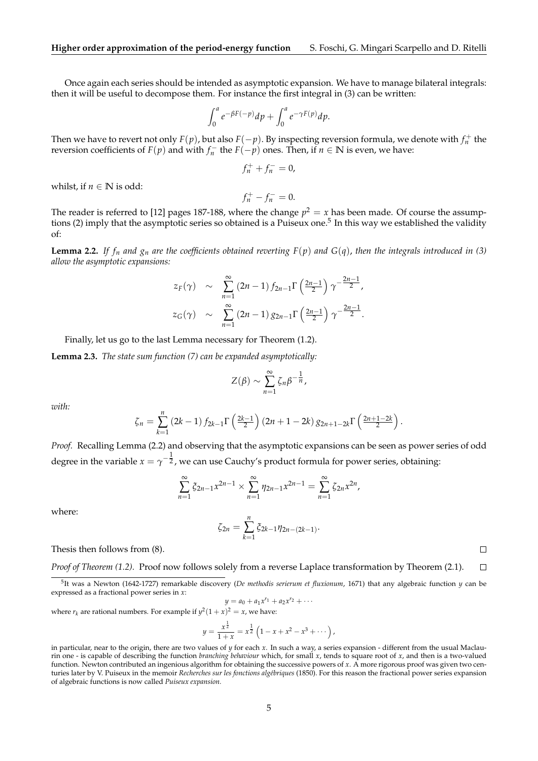Once again each series should be intended as asymptotic expansion. We have to manage bilateral integrals: then it will be useful to decompose them. For instance the first integral in (3) can be written:

$$\int_0^a e^{-\beta F(-p)} dp + \int_0^a e^{-\gamma F(p)} dp.$$

Then we have to revert not only $F(p)$, but also $F(-p)$. By inspecting reversion formula, we denote with $f_n^+$ the reversion coefficients of $F(p)$ and with $f_n^-$ the $F(-p)$ ones. Then, if $n \in \mathbb{N}$ is even, we have:

$$f_n^+ + f_n^- = 0,$$

whilst, if $n \in \mathbb{N}$ is odd:

$$f_n^+ - f_n^- = 0.$$

The reader is referred to [12] pages 187-188, where the change $p^2 = x$ has been made. Of course the assumptions (2) imply that the asymptotic series so obtained is a Puiseux one.[5] In this way we established the validity of:

**Lemma 2.2.** *If $f_n$ and $g_n$ are the coefficients obtained reverting $F(p)$ and $G(q)$, then the integrals introduced in (3) allow the asymptotic expansions:*

$$\begin{aligned} z_F(\gamma) &\sim \sum_{n=1}^{\infty} (2n-1) f_{2n-1} \Gamma\left(\tfrac{2n-1}{2}\right) \gamma^{-\frac{2n-1}{2}}, \\ z_G(\gamma) &\sim \sum_{n=1}^{\infty} (2n-1) g_{2n-1} \Gamma\left(\tfrac{2n-1}{2}\right) \gamma^{-\frac{2n-1}{2}}. \end{aligned}$$

Finally, let us go to the last Lemma necessary for Theorem (1.2).

**Lemma 2.3.** *The state sum function (7) can be expanded asymptotically:*

$$Z(\beta) \sim \sum_{n=1}^{\infty} \zeta_n \beta^{-\frac{1}{n}},$$

*with:*

$$\zeta_n = \sum_{k=1}^{n} (2k-1) f_{2k-1} \Gamma\left(\tfrac{2k-1}{2}\right) (2n+1-2k) g_{2n+1-2k} \Gamma\left(\tfrac{2n+1-2k}{2}\right).$$

*Proof.* Recalling Lemma (2.2) and observing that the asymptotic expansions can be seen as power series of odd degree in the variable $x = \gamma^{-\frac{1}{2}}$, we can use Cauchy's product formula for power series, obtaining:

$$\sum_{n=1}^{\infty} \xi_{2n-1} x^{2n-1} \times \sum_{n=1}^{\infty} \eta_{2n-1} x^{2n-1} = \sum_{n=1}^{\infty} \zeta_{2n} x^{2n},$$

where:

$$\zeta_{2n} = \sum_{k=1}^{n} \xi_{2k-1} \eta_{2n-(2k-1)}.$$

Thesis then follows from (8). □

*Proof of Theorem (1.2).* Proof now follows solely from a reverse Laplace transformation by Theorem (2.1). □

[5] It was a Newton (1642-1727) remarkable discovery (*De methodis serierum et fluxionum*, 1671) that any algebraic function $y$ can be expressed as a fractional power series in $x$:

$$y = a_0 + a_1 x^{r_1} + a_2 x^{r_2} + \cdots$$

where $r_k$ are rational numbers. For example if $y^2(1+x)^2 = x$, we have:

$$y = \frac{x^{\frac{1}{2}}}{1+x} = x^{\frac{1}{2}} \left(1 - x + x^2 - x^3 + \cdots\right),$$

in particular, near to the origin, there are two values of $y$ for each $x$. In such a way, a series expansion - different from the usual Maclaurin one - is capable of describing the function *branching behaviour* which, for small $x$, tends to square root of $x$, and then is a two-valued function. Newton contributed an ingenious algorithm for obtaining the successive powers of $x$. A more rigorous proof was given two centuries later by V. Puiseux in the memoir *Recherches sur les fonctions algébriques* (1850). For this reason the fractional power series expansion of algebraic functions is now called *Puiseux expansion*.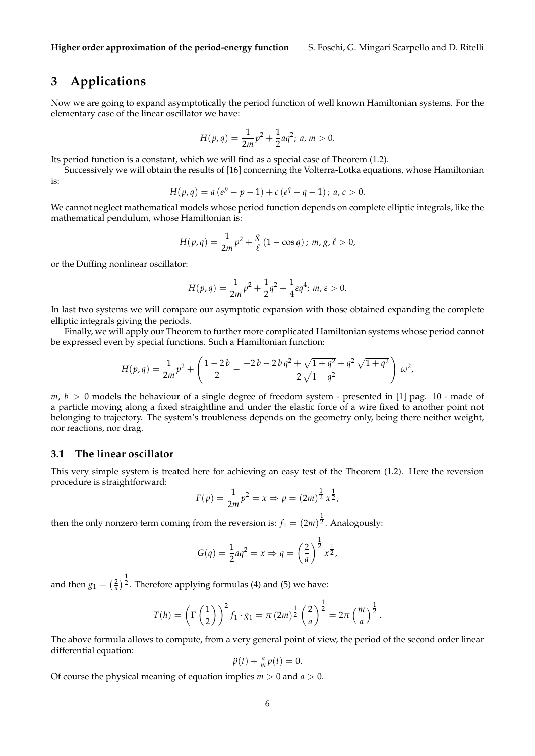## 3 Applications

Now we are going to expand asymptotically the period function of well known Hamiltonian systems. For the elementary case of the linear oscillator we have:

$$H(p,q) = \frac{1}{2m}p^2 + \frac{1}{2}aq^2;\ a, m > 0.$$

Its period function is a constant, which we will find as a special case of Theorem (1.2).

Successively we will obtain the results of [16] concerning the Volterra-Lotka equations, whose Hamiltonian is:

$$H(p,q) = a\left(e^p - p - 1\right) + c\left(e^q - q - 1\right);\ a, c > 0.$$

We cannot neglect mathematical models whose period function depends on complete elliptic integrals, like the mathematical pendulum, whose Hamiltonian is:

$$H(p,q) = \frac{1}{2m}p^2 + \frac{g}{\ell}\left(1 - \cos q\right);\ m, g, \ell > 0,$$

or the Duffing nonlinear oscillator:

$$H(p,q) = \frac{1}{2m}p^2 + \frac{1}{2}q^2 + \frac{1}{4}\varepsilon q^4;\ m, \varepsilon > 0.$$

In last two systems we will compare our asymptotic expansion with those obtained expanding the complete elliptic integrals giving the periods.

Finally, we will apply our Theorem to further more complicated Hamiltonian systems whose period cannot be expressed even by special functions. Such a Hamiltonian function:

$$H(p,q) = \frac{1}{2m}p^2 + \left(\frac{1-2b}{2} - \frac{-2b - 2b\,q^2 + \sqrt{1+q^2} + q^2\sqrt{1+q^2}}{2\sqrt{1+q^2}}\right)\omega^2,$$

$m$, $b > 0$ models the behaviour of a single degree of freedom system - presented in [1] pag. 10 - made of a particle moving along a fixed straightline and under the elastic force of a wire fixed to another point not belonging to trajectory. The system's troubleness depends on the geometry only, being there neither weight, nor reactions, nor drag.

### 3.1 The linear oscillator

This very simple system is treated here for achieving an easy test of the Theorem (1.2). Here the reversion procedure is straightforward:

$$F(p) = \frac{1}{2m}p^2 = x \Rightarrow p = (2m)^{\frac{1}{2}}\, x^{\frac{1}{2}},$$

then the only nonzero term coming from the reversion is: $f_1 = (2m)^{\frac{1}{2}}$. Analogously:

$$G(q) = \frac{1}{2}aq^2 = x \Rightarrow q = \left(\frac{2}{a}\right)^{\frac{1}{2}} x^{\frac{1}{2}},$$

and then $g_1 = \left(\frac{2}{a}\right)^{\frac{1}{2}}$. Therefore applying formulas (4) and (5) we have:

$$T(h) = \left(\Gamma\left(\frac{1}{2}\right)\right)^2 f_1 \cdot g_1 = \pi\,(2m)^{\frac{1}{2}}\left(\frac{2}{a}\right)^{\frac{1}{2}} = 2\pi\left(\frac{m}{a}\right)^{\frac{1}{2}}.$$

The above formula allows to compute, from a very general point of view, the period of the second order linear differential equation:

$$\ddot{p}(t) + \tfrac{a}{m}p(t) = 0.$$

Of course the physical meaning of equation implies $m > 0$ and $a > 0$.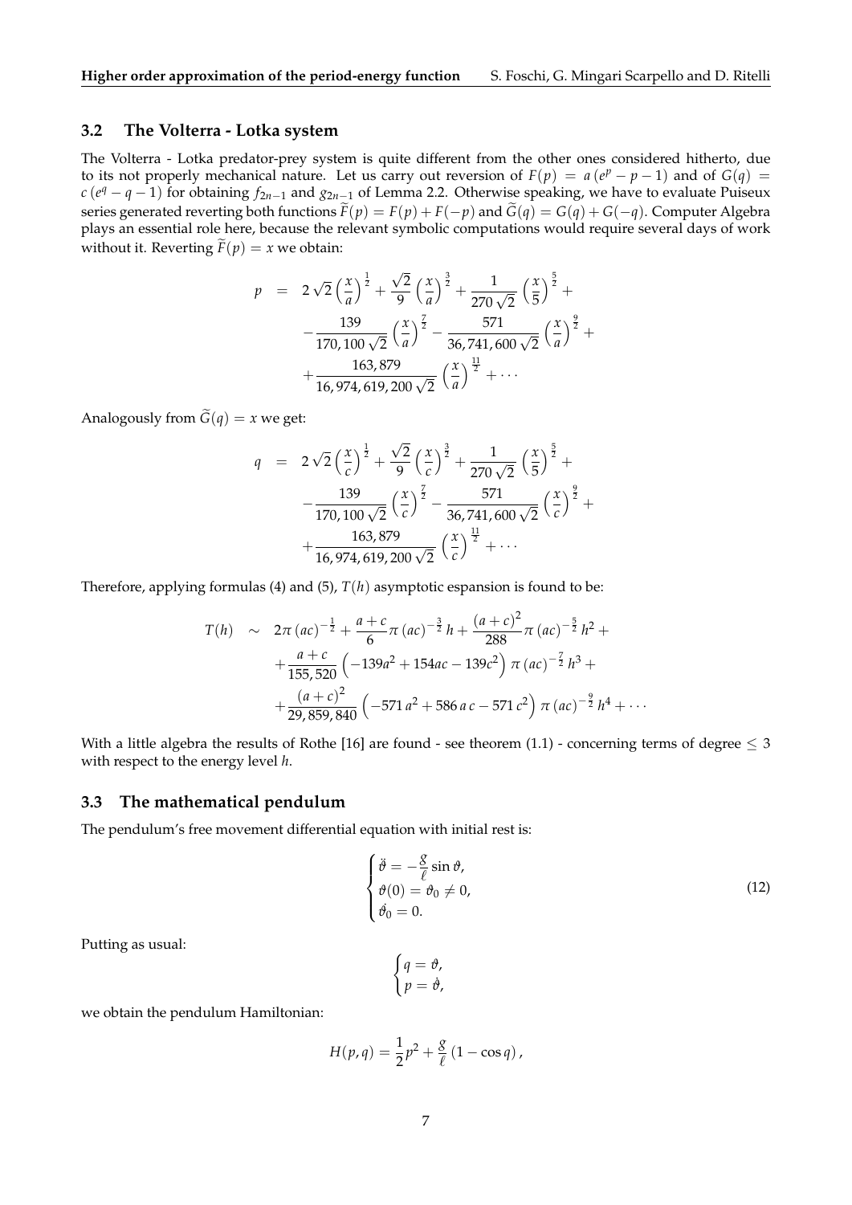### 3.2 The Volterra - Lotka system

The Volterra - Lotka predator-prey system is quite different from the other ones considered hitherto, due to its not properly mechanical nature. Let us carry out reversion of $F(p) = a(e^p - p - 1)$ and of $G(q) = c(e^q - q - 1)$ for obtaining $f_{2n-1}$ and $g_{2n-1}$ of Lemma 2.2. Otherwise speaking, we have to evaluate Puiseux series generated reverting both functions $\widetilde{F}(p) = F(p) + F(-p)$ and $\widetilde{G}(q) = G(q) + G(-q)$. Computer Algebra plays an essential role here, because the relevant symbolic computations would require several days of work without it. Reverting $\widetilde{F}(p) = x$ we obtain:

$$
\begin{aligned}
p &= 2\sqrt{2}\left(\frac{x}{a}\right)^{\frac{1}{2}} + \frac{\sqrt{2}}{9}\left(\frac{x}{a}\right)^{\frac{3}{2}} + \frac{1}{270\sqrt{2}}\left(\frac{x}{5}\right)^{\frac{5}{2}} + \\
&\quad - \frac{139}{170,100\sqrt{2}}\left(\frac{x}{a}\right)^{\frac{7}{2}} - \frac{571}{36,741,600\sqrt{2}}\left(\frac{x}{a}\right)^{\frac{9}{2}} + \\
&\quad + \frac{163,879}{16,974,619,200\sqrt{2}}\left(\frac{x}{a}\right)^{\frac{11}{2}} + \cdots
\end{aligned}
$$

Analogously from $\widetilde{G}(q) = x$ we get:

$$
\begin{aligned}
q &= 2\sqrt{2}\left(\frac{x}{c}\right)^{\frac{1}{2}} + \frac{\sqrt{2}}{9}\left(\frac{x}{c}\right)^{\frac{3}{2}} + \frac{1}{270\sqrt{2}}\left(\frac{x}{5}\right)^{\frac{5}{2}} + \\
&\quad - \frac{139}{170,100\sqrt{2}}\left(\frac{x}{c}\right)^{\frac{7}{2}} - \frac{571}{36,741,600\sqrt{2}}\left(\frac{x}{c}\right)^{\frac{9}{2}} + \\
&\quad + \frac{163,879}{16,974,619,200\sqrt{2}}\left(\frac{x}{c}\right)^{\frac{11}{2}} + \cdots
\end{aligned}
$$

Therefore, applying formulas (4) and (5), $T(h)$ asymptotic espansion is found to be:

$$
\begin{aligned}
T(h) &\sim 2\pi(ac)^{-\frac{1}{2}} + \frac{a+c}{6}\pi(ac)^{-\frac{3}{2}}h + \frac{(a+c)^2}{288}\pi(ac)^{-\frac{5}{2}}h^2 + \\
&\quad + \frac{a+c}{155,520}\left(-139a^2 + 154ac - 139c^2\right)\pi(ac)^{-\frac{7}{2}}h^3 + \\
&\quad + \frac{(a+c)^2}{29,859,840}\left(-571a^2 + 586\,a\,c - 571\,c^2\right)\pi(ac)^{-\frac{9}{2}}h^4 + \cdots
\end{aligned}
$$

With a little algebra the results of Rothe [16] are found - see theorem (1.1) - concerning terms of degree $\leq 3$ with respect to the energy level $h$.

### 3.3 The mathematical pendulum

The pendulum's free movement differential equation with initial rest is:

$$
\begin{cases}
\ddot{\vartheta} = -\dfrac{g}{\ell}\sin\vartheta, \\
\vartheta(0) = \vartheta_0 \neq 0, \\
\dot{\vartheta}_0 = 0.
\end{cases}
\tag{12}
$$

Putting as usual:

$$
\begin{cases}
q = \vartheta, \\
p = \dot{\vartheta},
\end{cases}
$$

we obtain the pendulum Hamiltonian:

$$
H(p,q) = \frac{1}{2}p^2 + \frac{g}{\ell}(1 - \cos q),
$$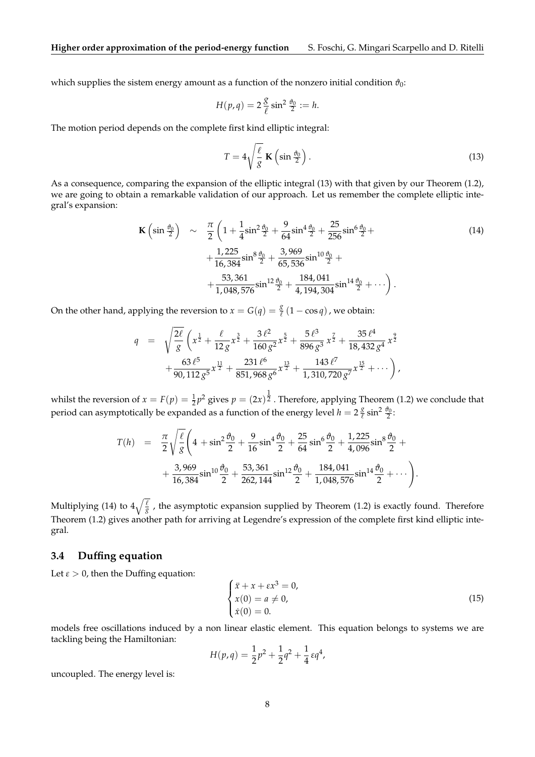which supplies the sistem energy amount as a function of the nonzero initial condition $\vartheta_0$:

$$H(p,q) = 2\,\frac{g}{\ell}\sin^2\tfrac{\vartheta_0}{2} := h.$$

The motion period depends on the complete first kind elliptic integral:

$$T = 4\sqrt{\frac{\ell}{g}}\,\mathbf{K}\left(\sin\tfrac{\vartheta_0}{2}\right). \tag{13}$$

As a consequence, comparing the expansion of the elliptic integral (13) with that given by our Theorem (1.2), we are going to obtain a remarkable validation of our approach. Let us remember the complete elliptic integral's expansion:

$$\begin{aligned}\mathbf{K}\left(\sin\tfrac{\vartheta_0}{2}\right) \;\sim\; & \frac{\pi}{2}\left(1+\frac{1}{4}\sin^2\tfrac{\vartheta_0}{2}+\frac{9}{64}\sin^4\tfrac{\vartheta_0}{2}+\frac{25}{256}\sin^6\tfrac{\vartheta_0}{2}+\right.\\ & +\frac{1,225}{16,384}\sin^8\tfrac{\vartheta_0}{2}+\frac{3,969}{65,536}\sin^{10}\tfrac{\vartheta_0}{2}+\\ & \left.+\frac{53,361}{1,048,576}\sin^{12}\tfrac{\vartheta_0}{2}+\frac{184,041}{4,194,304}\sin^{14}\tfrac{\vartheta_0}{2}+\cdots\right).\end{aligned} \tag{14}$$

On the other hand, applying the reversion to $x = G(q) = \frac{g}{\ell}\left(1-\cos q\right)$, we obtain:

$$\begin{aligned} q \;=\; & \sqrt{\frac{2\ell}{g}}\left(x^{\frac12}+\frac{\ell}{12\,g}x^{\frac32}+\frac{3\,\ell^2}{160\,g^2}x^{\frac52}+\frac{5\,\ell^3}{896\,g^3}\,x^{\frac72}+\frac{35\,\ell^4}{18,432\,g^4}\,x^{\frac92}\right.\\ & \left.+\frac{63\,\ell^5}{90,112\,g^5}x^{\frac{11}{2}}+\frac{231\,\ell^6}{851,968\,g^6}x^{\frac{13}{2}}+\frac{143\,\ell^7}{1,310,720\,g^7}x^{\frac{15}{2}}+\cdots\right),\end{aligned}$$

whilst the reversion of $x = F(p) = \frac{1}{2}p^2$ gives $p = (2x)^{\frac12}$. Therefore, applying Theorem (1.2) we conclude that period can asymptotically be expanded as a function of the energy level $h = 2\,\frac{g}{\ell}\sin^2\frac{\vartheta_0}{2}$:

$$\begin{aligned} T(h) \;=\; & \frac{\pi}{2}\sqrt{\frac{\ell}{g}}\left(4+\sin^2\frac{\vartheta_0}{2}+\frac{9}{16}\sin^4\frac{\vartheta_0}{2}+\frac{25}{64}\sin^6\frac{\vartheta_0}{2}+\frac{1,225}{4,096}\sin^8\frac{\vartheta_0}{2}+\right.\\ & \left.+\frac{3,969}{16,384}\sin^{10}\frac{\vartheta_0}{2}+\frac{53,361}{262,144}\sin^{12}\frac{\vartheta_0}{2}+\frac{184,041}{1,048,576}\sin^{14}\frac{\vartheta_0}{2}+\cdots\right).\end{aligned}$$

Multiplying (14) to $4\sqrt{\frac{\ell}{g}}$, the asymptotic expansion supplied by Theorem (1.2) is exactly found. Therefore Theorem (1.2) gives another path for arriving at Legendre's expression of the complete first kind elliptic integral.

### 3.4 Duffing equation

Let $\varepsilon > 0$, then the Duffing equation:

$$\begin{cases}\ddot{x}+x+\varepsilon x^3 = 0,\\ x(0) = a \neq 0,\\ \dot{x}(0) = 0.\end{cases} \tag{15}$$

models free oscillations induced by a non linear elastic element. This equation belongs to systems we are tackling being the Hamiltonian:

$$H(p,q) = \frac{1}{2}p^2+\frac{1}{2}q^2+\frac{1}{4}\,\varepsilon q^4,$$

uncoupled. The energy level is: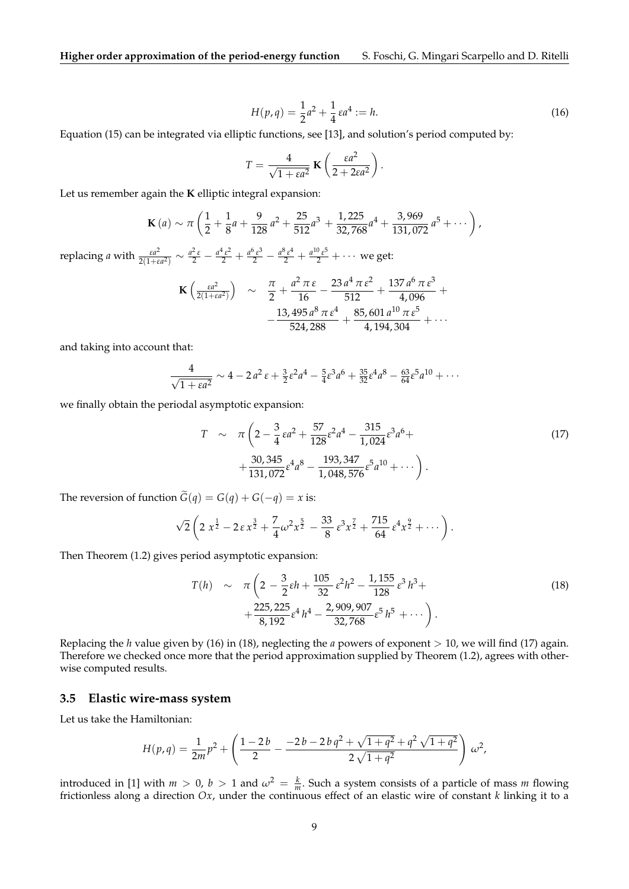$$H(p,q) = \frac{1}{2}a^2 + \frac{1}{4}\,\varepsilon a^4 := h. \tag{16}$$

Equation (15) can be integrated via elliptic functions, see [13], and solution's period computed by:

$$T = \frac{4}{\sqrt{1+\varepsilon a^2}}\,\mathbf{K}\left(\frac{\varepsilon a^2}{2+2\varepsilon a^2}\right).$$

Let us remember again the **K** elliptic integral expansion:

$$\mathbf{K}\,(a) \sim \pi\left(\frac{1}{2} + \frac{1}{8}a + \frac{9}{128}\,a^2 + \frac{25}{512}a^3 + \frac{1,225}{32,768}a^4 + \frac{3,969}{131,072}\,a^5 + \cdots\right),$$

replacing $a$ with $\frac{\varepsilon a^2}{2(1+\varepsilon a^2)} \sim \frac{a^2\,\varepsilon}{2} - \frac{a^4\,\varepsilon^2}{2} + \frac{a^6\,\varepsilon^3}{2} - \frac{a^8\,\varepsilon^4}{2} + \frac{a^{10}\,\varepsilon^5}{2} + \cdots$ we get:

$$\begin{aligned}\mathbf{K}\left(\tfrac{\varepsilon a^2}{2(1+\varepsilon a^2)}\right) \quad \sim \quad & \frac{\pi}{2} + \frac{a^2\,\pi\,\varepsilon}{16} - \frac{23\,a^4\,\pi\,\varepsilon^2}{512} + \frac{137\,a^6\,\pi\,\varepsilon^3}{4,096} + \\ & -\frac{13,495\,a^8\,\pi\,\varepsilon^4}{524,288} + \frac{85,601\,a^{10}\,\pi\,\varepsilon^5}{4,194,304} + \cdots\end{aligned}$$

and taking into account that:

$$\frac{4}{\sqrt{1+\varepsilon a^2}} \sim 4 - 2\,a^2\,\varepsilon + \tfrac{3}{2}\varepsilon^2 a^4 - \tfrac{5}{4}\varepsilon^3 a^6 + \tfrac{35}{32}\varepsilon^4 a^8 - \tfrac{63}{64}\varepsilon^5 a^{10} + \cdots$$

we finally obtain the periodal asymptotic expansion:

$$\begin{aligned}T \quad \sim \quad & \pi\left(2 - \frac{3}{4}\,\varepsilon a^2 + \frac{57}{128}\varepsilon^2 a^4 - \frac{315}{1,024}\varepsilon^3 a^6 + \right. \\ & \left. +\frac{30,345}{131,072}\varepsilon^4 a^8 - \frac{193,347}{1,048,576}\varepsilon^5 a^{10} + \cdots\right).\end{aligned} \tag{17}$$

The reversion of function $\widetilde{G}(q) = G(q) + G(-q) = x$ is:

$$\sqrt{2}\left(2\,x^{\frac{1}{2}} - 2\,\varepsilon\,x^{\frac{3}{2}} + \frac{7}{4}\omega^2 x^{\frac{5}{2}} - \frac{33}{8}\,\varepsilon^3 x^{\frac{7}{2}} + \frac{715}{64}\,\varepsilon^4 x^{\frac{9}{2}} + \cdots\right).$$

Then Theorem (1.2) gives period asymptotic expansion:

$$\begin{aligned}T(h) \quad \sim \quad & \pi\left(2 - \frac{3}{2}\varepsilon h + \frac{105}{32}\,\varepsilon^2 h^2 - \frac{1,155}{128}\,\varepsilon^3\,h^3 + \right. \\ & \left. +\frac{225,225}{8,192}\varepsilon^4\,h^4 - \frac{2,909,907}{32,768}\varepsilon^5\,h^5\, + \cdots\right).\end{aligned} \tag{18}$$

Replacing the $h$ value given by (16) in (18), neglecting the $a$ powers of exponent $> 10$, we will find (17) again. Therefore we checked once more that the period approximation supplied by Theorem (1.2), agrees with otherwise computed results.

### 3.5 Elastic wire-mass system

Let us take the Hamiltonian:

$$H(p,q) = \frac{1}{2m}p^2 + \left(\frac{1-2\,b}{2} - \frac{-2\,b - 2\,b\,q^2 + \sqrt{1+q^2} + q^2\,\sqrt{1+q^2}}{2\,\sqrt{1+q^2}}\right)\,\omega^2,$$

introduced in [1] with $m > 0$, $b > 1$ and $\omega^2 = \frac{k}{m}$. Such a system consists of a particle of mass $m$ flowing frictionless along a direction $Ox$, under the continuous effect of an elastic wire of constant $k$ linking it to a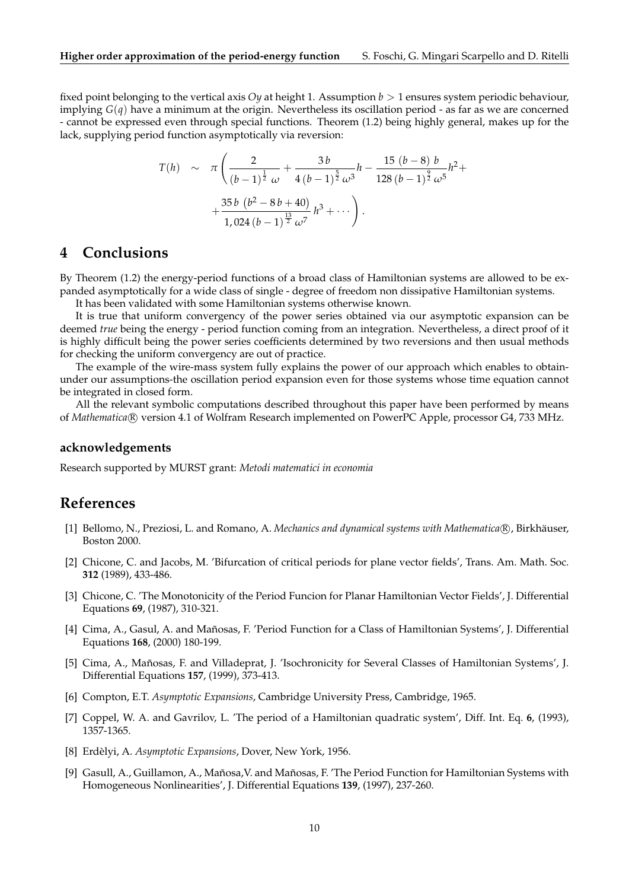fixed point belonging to the vertical axis $Oy$ at height 1. Assumption $b > 1$ ensures system periodic behaviour, implying $G(q)$ have a minimum at the origin. Nevertheless its oscillation period - as far as we are concerned - cannot be expressed even through special functions. Theorem (1.2) being highly general, makes up for the lack, supplying period function asymptotically via reversion:

$$
\begin{aligned}
T(h) \quad \sim \quad & \pi \left( \frac{2}{(b-1)^{\frac{1}{2}}\ \omega} + \frac{3\,b}{4\,(b-1)^{\frac{5}{2}}\,\omega^3} h - \frac{15\ (b-8)\ b}{128\,(b-1)^{\frac{9}{2}}\,\omega^5} h^2 + \right. \\
& \left. + \frac{35\,b\ \left(b^2 - 8\,b + 40\right)}{1,024\,(b-1)^{\frac{13}{2}}\,\omega^7}\, h^3 + \cdots \right).
\end{aligned}
$$

# 4 Conclusions

By Theorem (1.2) the energy-period functions of a broad class of Hamiltonian systems are allowed to be expanded asymptotically for a wide class of single - degree of freedom non dissipative Hamiltonian systems.

It has been validated with some Hamiltonian systems otherwise known.

It is true that uniform convergency of the power series obtained via our asymptotic expansion can be deemed *true* being the energy - period function coming from an integration. Nevertheless, a direct proof of it is highly difficult being the power series coefficients determined by two reversions and then usual methods for checking the uniform convergency are out of practice.

The example of the wire-mass system fully explains the power of our approach which enables to obtain-under our assumptions-the oscillation period expansion even for those systems whose time equation cannot be integrated in closed form.

All the relevant symbolic computations described throughout this paper have been performed by means of *Mathematica*® version 4.1 of Wolfram Research implemented on PowerPC Apple, processor G4, 733 MHz.

### acknowledgements

Research supported by MURST grant: *Metodi matematici in economia*

# References

[1] Bellomo, N., Preziosi, L. and Romano, A. *Mechanics and dynamical systems with Mathematica*®, Birkhäuser, Boston 2000.

[2] Chicone, C. and Jacobs, M. 'Bifurcation of critical periods for plane vector fields', Trans. Am. Math. Soc. **312** (1989), 433-486.

[3] Chicone, C. 'The Monotonicity of the Period Funcion for Planar Hamiltonian Vector Fields', J. Differential Equations **69**, (1987), 310-321.

[4] Cima, A., Gasul, A. and Mañosas, F. 'Period Function for a Class of Hamiltonian Systems', J. Differential Equations **168**, (2000) 180-199.

[5] Cima, A., Mañosas, F. and Villadeprat, J. 'Isochronicity for Several Classes of Hamiltonian Systems', J. Differential Equations **157**, (1999), 373-413.

[6] Compton, E.T. *Asymptotic Expansions*, Cambridge University Press, Cambridge, 1965.

[7] Coppel, W. A. and Gavrilov, L. 'The period of a Hamiltonian quadratic system', Diff. Int. Eq. **6**, (1993), 1357-1365.

[8] Erdèlyi, A. *Asymptotic Expansions*, Dover, New York, 1956.

[9] Gasull, A., Guillamon, A., Mañosa,V. and Mañosas, F. 'The Period Function for Hamiltonian Systems with Homogeneous Nonlinearities', J. Differential Equations **139**, (1997), 237-260.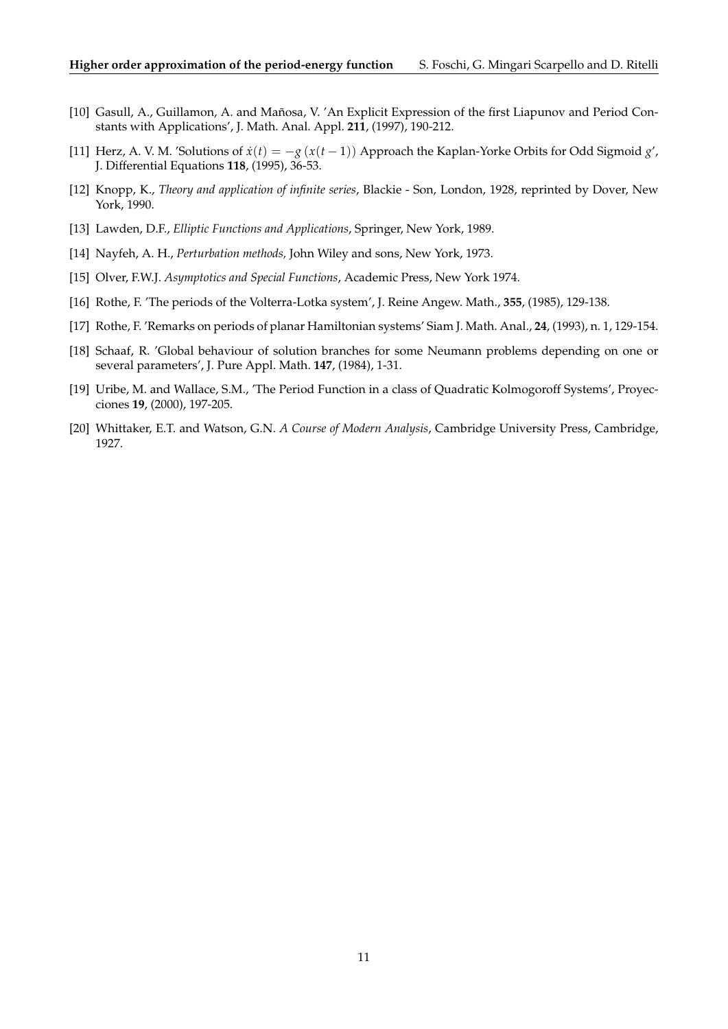[10] Gasull, A., Guillamon, A. and Mañosa, V. 'An Explicit Expression of the first Liapunov and Period Constants with Applications', J. Math. Anal. Appl. **211**, (1997), 190-212.

[11] Herz, A. V. M. 'Solutions of $\dot{x}(t) = -g\left(x(t-1)\right)$ Approach the Kaplan-Yorke Orbits for Odd Sigmoid $g$', J. Differential Equations **118**, (1995), 36-53.

[12] Knopp, K., *Theory and application of infinite series*, Blackie - Son, London, 1928, reprinted by Dover, New York, 1990.

[13] Lawden, D.F., *Elliptic Functions and Applications*, Springer, New York, 1989.

[14] Nayfeh, A. H., *Perturbation methods,* John Wiley and sons, New York, 1973.

[15] Olver, F.W.J. *Asymptotics and Special Functions*, Academic Press, New York 1974.

[16] Rothe, F. 'The periods of the Volterra-Lotka system', J. Reine Angew. Math., **355**, (1985), 129-138.

[17] Rothe, F. 'Remarks on periods of planar Hamiltonian systems' Siam J. Math. Anal., **24**, (1993), n. 1, 129-154.

[18] Schaaf, R. 'Global behaviour of solution branches for some Neumann problems depending on one or several parameters', J. Pure Appl. Math. **147**, (1984), 1-31.

[19] Uribe, M. and Wallace, S.M., 'The Period Function in a class of Quadratic Kolmogoroff Systems', Proyecciones **19**, (2000), 197-205.

[20] Whittaker, E.T. and Watson, G.N. *A Course of Modern Analysis*, Cambridge University Press, Cambridge, 1927.